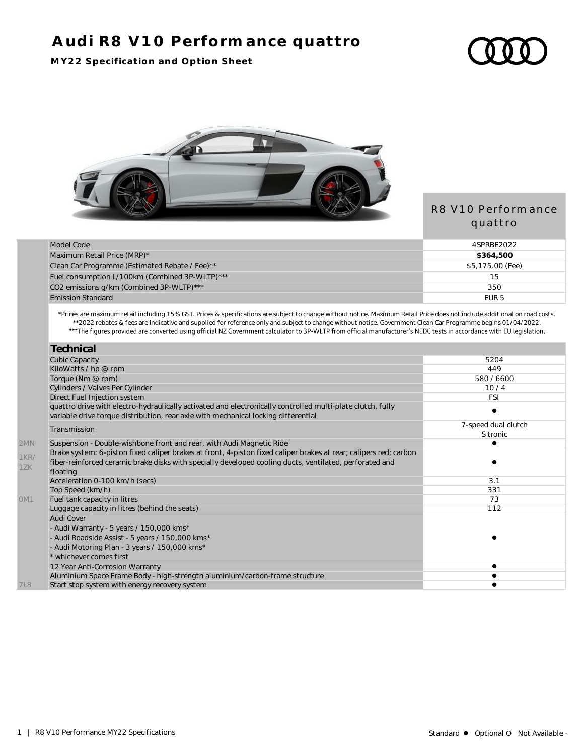# Audi R8 V10 Performance quattro

**MY22 Specification and Option Sheet**

| | | R8 V10 Performance quattro |
|---|---|---|
| | Model Code | 4SPRBE2022 |
| | Maximum Retail Price (MRP)* | **$364,500** |
| | Clean Car Programme (Estimated Rebate / Fee)** | $5,175.00 (Fee) |
| | Fuel consumption L/100km (Combined 3P-WLTP)*** | 15 |
| | $CO_2$ emissions g/km (Combined 3P-WLTP)*** | 350 |
| | Emission Standard | EUR 5 |

*Prices are maximum retail including 15% GST. Prices & specifications are subject to change without notice. Maximum Retail Price does not include additional on road costs.
**2022 rebates & fees are indicative and supplied for reference only and subject to change without notice. Government Clean Car Programme begins 01/04/2022.
***The figures provided are converted using official NZ Government calculator to 3P-WLTP from official manufacturer's NEDC tests in accordance with EU legislation.

| | **Technical** | |
|---|---|---|
| | Cubic Capacity | 5204 |
| | KiloWatts / hp @ rpm | 449 |
| | Torque (Nm @ rpm) | 580 / 6600 |
| | Cylinders / Valves Per Cylinder | 10 / 4 |
| | Direct Fuel Injection system | FSI |
| | quattro drive with electro-hydraulically activated and electronically controlled multi-plate clutch, fully variable drive torque distribution, rear axle with mechanical locking differential | ● |
| | Transmission | 7-speed dual clutch S tronic |
| 2MN | Suspension - Double-wishbone front and rear, with Audi Magnetic Ride | ● |
| 1KR/ 1ZK | Brake system: 6-piston fixed caliper brakes at front, 4-piston fixed caliper brakes at rear; calipers red; carbon fiber-reinforced ceramic brake disks with specially developed cooling ducts, ventilated, perforated and floating | ● |
| | Acceleration 0-100 km/h (secs) | 3.1 |
| | Top Speed (km/h) | 331 |
| 0M1 | Fuel tank capacity in litres | 73 |
| | Luggage capacity in litres (behind the seats) | 112 |
| | Audi Cover<br>- Audi Warranty - 5 years / 150,000 kms*<br>- Audi Roadside Assist - 5 years / 150,000 kms*<br>- Audi Motoring Plan - 3 years / 150,000 kms*<br>* whichever comes first | ● |
| | 12 Year Anti-Corrosion Warranty | ● |
| | Aluminium Space Frame Body - high-strength aluminium/carbon-frame structure | ● |
| 7L8 | Start stop system with energy recovery system | ● |

Standard ● Optional O Not Available -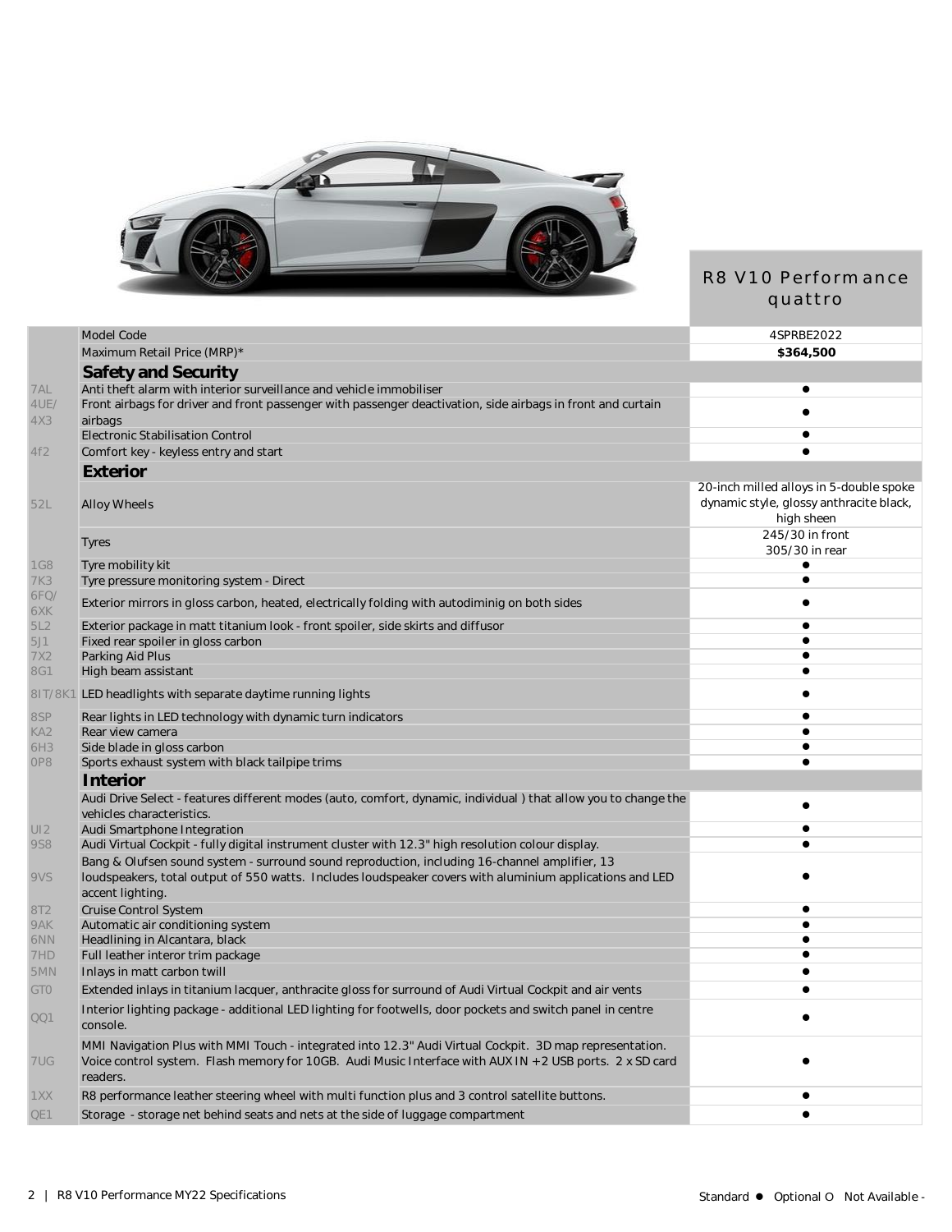| | | R8 V10 Performance quattro |
|---|---|---|
| | Model Code | 4SPRBE2022 |
| | Maximum Retail Price (MRP)* | **$364,500** |
| | **Safety and Security** | |
| 7AL | Anti theft alarm with interior surveillance and vehicle immobiliser | ● |
| 4UE/ 4X3 | Front airbags for driver and front passenger with passenger deactivation, side airbags in front and curtain airbags | ● |
| | Electronic Stabilisation Control | ● |
| 4f2 | Comfort key - keyless entry and start | ● |
| | **Exterior** | |
| 52L | Alloy Wheels | 20-inch milled alloys in 5-double spoke dynamic style, glossy anthracite black, high sheen |
| | Tyres | 245/30 in front 305/30 in rear |
| 1G8 | Tyre mobility kit | ● |
| 7K3 | Tyre pressure monitoring system - Direct | ● |
| 6FQ/ 6XK | Exterior mirrors in gloss carbon, heated, electrically folding with autodiminig on both sides | ● |
| 5L2 | Exterior package in matt titanium look - front spoiler, side skirts and diffusor | ● |
| 5J1 | Fixed rear spoiler in gloss carbon | ● |
| 7X2 | Parking Aid Plus | ● |
| 8G1 | High beam assistant | ● |
| 8IT/8K1 | LED headlights with separate daytime running lights | ● |
| 8SP | Rear lights in LED technology with dynamic turn indicators | ● |
| KA2 | Rear view camera | ● |
| 6H3 | Side blade in gloss carbon | ● |
| 0P8 | Sports exhaust system with black tailpipe trims | ● |
| | **Interior** | |
| | Audi Drive Select - features different modes (auto, comfort, dynamic, individual ) that allow you to change the vehicles characteristics. | ● |
| UI2 | Audi Smartphone Integration | ● |
| 9S8 | Audi Virtual Cockpit - fully digital instrument cluster with 12.3" high resolution colour display. | ● |
| 9VS | Bang & Olufsen sound system - surround sound reproduction, including 16-channel amplifier, 13 loudspeakers, total output of 550 watts. Includes loudspeaker covers with aluminium applications and LED accent lighting. | ● |
| 8T2 | Cruise Control System | ● |
| 9AK | Automatic air conditioning system | ● |
| 6NN | Headlining in Alcantara, black | ● |
| 7HD | Full leather interor trim package | ● |
| 5MN | Inlays in matt carbon twill | ● |
| GT0 | Extended inlays in titanium lacquer, anthracite gloss for surround of Audi Virtual Cockpit and air vents | ● |
| QQ1 | Interior lighting package - additional LED lighting for footwells, door pockets and switch panel in centre console. | ● |
| 7UG | MMI Navigation Plus with MMI Touch - integrated into 12.3" Audi Virtual Cockpit. 3D map representation. Voice control system. Flash memory for 10GB. Audi Music Interface with AUX IN +2 USB ports. 2 x SD card readers. | ● |
| 1XX | R8 performance leather steering wheel with multi function plus and 3 control satellite buttons. | ● |
| QE1 | Storage - storage net behind seats and nets at the side of luggage compartment | ● |

Standard ● Optional O Not Available -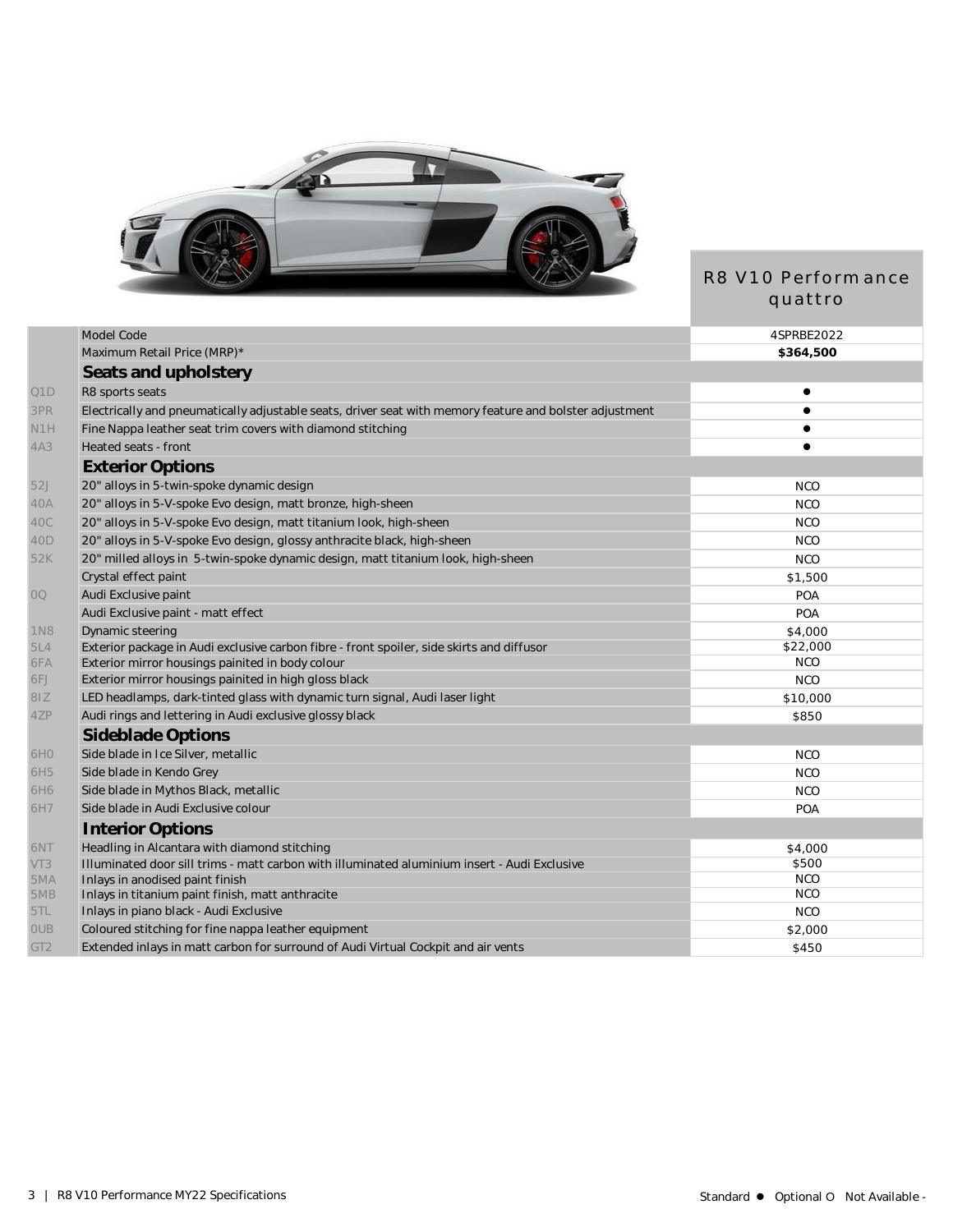| | | R8 V10 Performance quattro |
|---|---|---|
| | Model Code | 4SPRBE2022 |
| | Maximum Retail Price (MRP)* | **$364,500** |
| | **Seats and upholstery** | |
| Q1D | R8 sports seats | ● |
| 3PR | Electrically and pneumatically adjustable seats, driver seat with memory feature and bolster adjustment | ● |
| N1H | Fine Nappa leather seat trim covers with diamond stitching | ● |
| 4A3 | Heated seats - front | ● |
| | **Exterior Options** | |
| 52J | 20" alloys in 5-twin-spoke dynamic design | NCO |
| 40A | 20" alloys in 5-V-spoke Evo design, matt bronze, high-sheen | NCO |
| 40C | 20" alloys in 5-V-spoke Evo design, matt titanium look, high-sheen | NCO |
| 40D | 20" alloys in 5-V-spoke Evo design, glossy anthracite black, high-sheen | NCO |
| 52K | 20" milled alloys in 5-twin-spoke dynamic design, matt titanium look, high-sheen | NCO |
| | Crystal effect paint | $1,500 |
| 0Q | Audi Exclusive paint | POA |
| | Audi Exclusive paint - matt effect | POA |
| 1N8 | Dynamic steering | $4,000 |
| 5L4 | Exterior package in Audi exclusive carbon fibre - front spoiler, side skirts and diffusor | $22,000 |
| 6FA | Exterior mirror housings painited in body colour | NCO |
| 6FJ | Exterior mirror housings painited in high gloss black | NCO |
| 8IZ | LED headlamps, dark-tinted glass with dynamic turn signal, Audi laser light | $10,000 |
| 4ZP | Audi rings and lettering in Audi exclusive glossy black | $850 |
| | **Sideblade Options** | |
| 6H0 | Side blade in Ice Silver, metallic | NCO |
| 6H5 | Side blade in Kendo Grey | NCO |
| 6H6 | Side blade in Mythos Black, metallic | NCO |
| 6H7 | Side blade in Audi Exclusive colour | POA |
| | **Interior Options** | |
| 6NT | Headling in Alcantara with diamond stitching | $4,000 |
| VT3 | Illuminated door sill trims - matt carbon with illuminated aluminium insert - Audi Exclusive | $500 |
| 5MA | Inlays in anodised paint finish | NCO |
| 5MB | Inlays in titanium paint finish, matt anthracite | NCO |
| 5TL | Inlays in piano black - Audi Exclusive | NCO |
| 0UB | Coloured stitching for fine nappa leather equipment | $2,000 |
| GT2 | Extended inlays in matt carbon for surround of Audi Virtual Cockpit and air vents | $450 |

Standard ● Optional O Not Available -